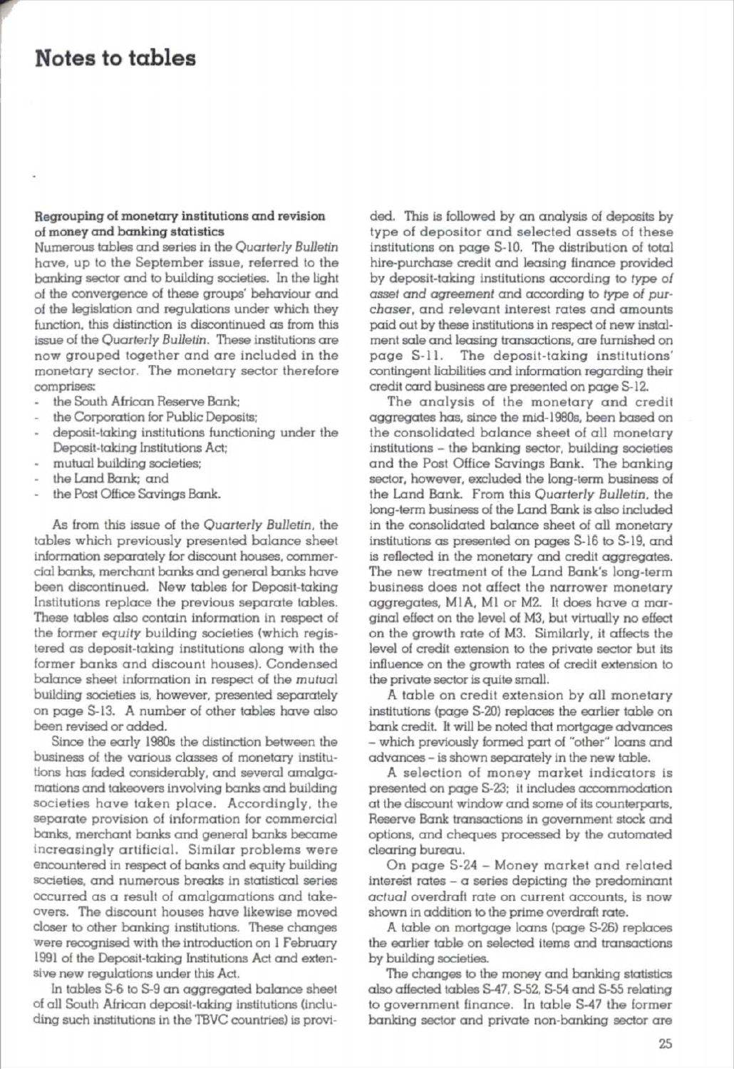# Notes to tables

**Regrouping of monetary institutions and revision of money and banking statistics**

Numerous tables and series in the *Quarterly Bulletin* have, up to the September issue, referred to the banking sector and to building societies. In the light of the convergence of these groups' behaviour and of the legislation and regulations under which they function, this distinction is discontinued as from this issue of the *Quarterly Bulletin*. These institutions are now grouped together and are included in the monetary sector. The monetary sector therefore comprises:

- the South African Reserve Bank;
- the Corporation for Public Deposits;
- deposit-taking institutions functioning under the Deposit-taking Institutions Act;
- mutual building societies;
- the Land Bank; and
- the Post Office Savings Bank.

As from this issue of the *Quarterly Bulletin*, the tables which previously presented balance sheet information separately for discount houses, commercial banks, merchant banks and general banks have been discontinued. New tables for Deposit-taking Institutions replace the previous separate tables. These tables also contain information in respect of the former *equity* building societies (which registered as deposit-taking institutions along with the former banks and discount houses). Condensed balance sheet information in respect of the *mutual* building societies is, however, presented separately on page S-13. A number of other tables have also been revised or added.

Since the early 1980s the distinction between the business of the various classes of monetary institutions has faded considerably, and several amalgamations and takeovers involving banks and building societies have taken place. Accordingly, the separate provision of information for commercial banks, merchant banks and general banks became increasingly artificial. Similar problems were encountered in respect of banks and equity building societies, and numerous breaks in statistical series occurred as a result of amalgamations and takeovers. The discount houses have likewise moved closer to other banking institutions. These changes were recognised with the introduction on 1 February 1991 of the Deposit-taking Institutions Act and extensive new regulations under this Act.

In tables S-6 to S-9 an aggregated balance sheet of all South African deposit-taking institutions (including such institutions in the TBVC countries) is provided. This is followed by an analysis of deposits by type of depositor and selected assets of these institutions on page S-10. The distribution of total hire-purchase credit and leasing finance provided by deposit-taking institutions according to *type of asset and agreement* and according to *type of purchaser*, and relevant interest rates and amounts paid out by these institutions in respect of new instalment sale and leasing transactions, are furnished on page S-11. The deposit-taking institutions' contingent liabilities and information regarding their credit card business are presented on page S-12.

The analysis of the monetary and credit aggregates has, since the mid-1980s, been based on the consolidated balance sheet of all monetary institutions – the banking sector, building societies and the Post Office Savings Bank. The banking sector, however, excluded the long-term business of the Land Bank. From this *Quarterly Bulletin*, the long-term business of the Land Bank is also included in the consolidated balance sheet of all monetary institutions as presented on pages S-16 to S-19, and is reflected in the monetary and credit aggregates. The new treatment of the Land Bank's long-term business does not affect the narrower monetary aggregates, M1A, M1 or M2. It does have a marginal effect on the level of M3, but virtually no effect on the growth rate of M3. Similarly, it affects the level of credit extension to the private sector but its influence on the growth rates of credit extension to the private sector is quite small.

A table on credit extension by all monetary institutions (page S-20) replaces the earlier table on bank credit. It will be noted that mortgage advances – which previously formed part of "other" loans and advances – is shown separately in the new table.

A selection of money market indicators is presented on page S-23; it includes accommodation at the discount window and some of its counterparts, Reserve Bank transactions in government stock and options, and cheques processed by the automated clearing bureau.

On page S-24 – Money market and related interest rates – a series depicting the predominant *actual* overdraft rate on current accounts, is now shown in addition to the prime overdraft rate.

A table on mortgage loans (page S-26) replaces the earlier table on selected items and transactions by building societies.

The changes to the money and banking statistics also affected tables S-47, S-52, S-54 and S-55 relating to government finance. In table S-47 the former banking sector and private non-banking sector are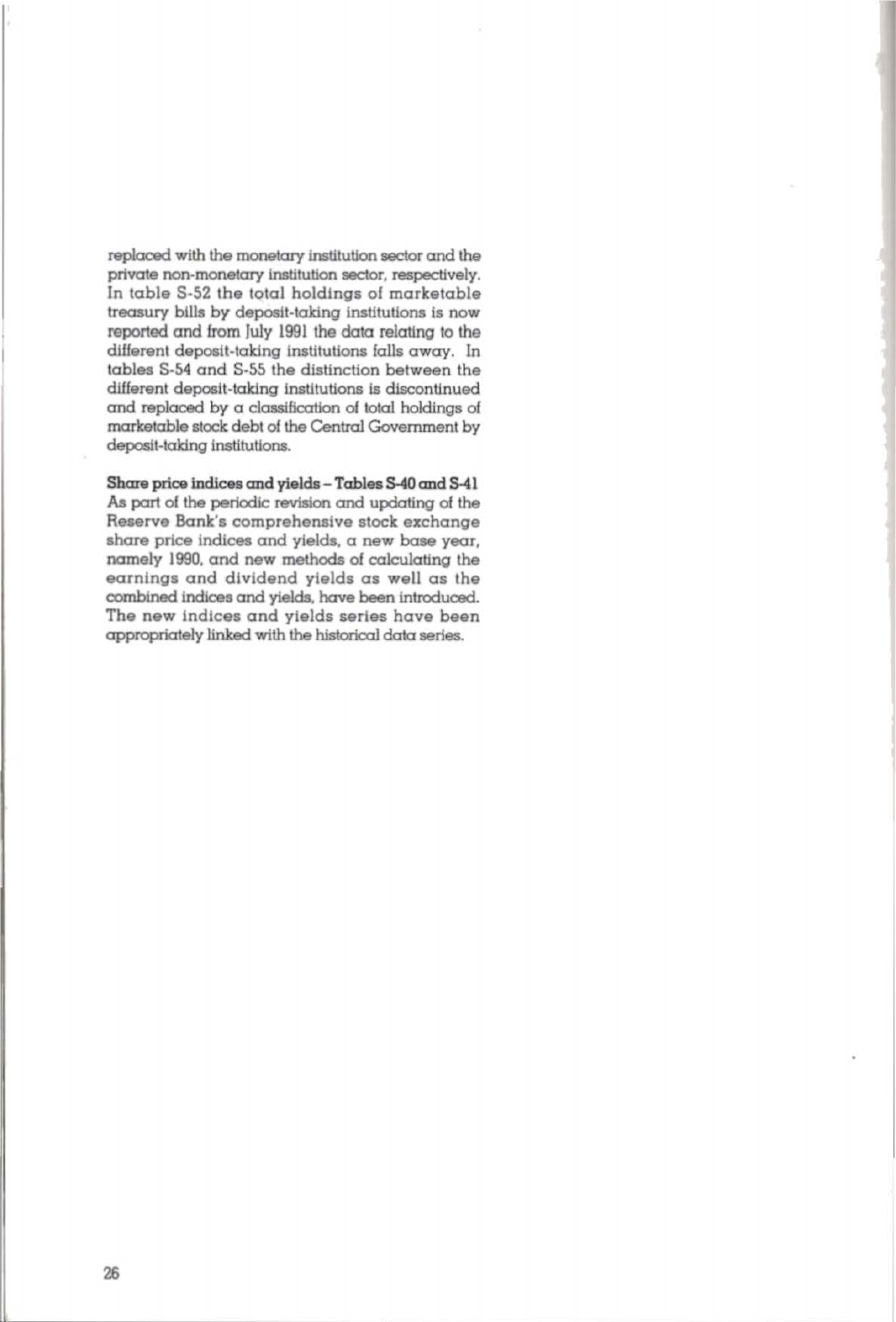replaced with the monetary institution sector and the private non-monetary institution sector, respectively. In table S-52 the total holdings of marketable treasury bills by deposit-taking institutions is now reported and from July 1991 the data relating to the different deposit-taking institutions falls away. In tables S-54 and S-55 the distinction between the different deposit-taking institutions is discontinued and replaced by a classification of total holdings of marketable stock debt of the Central Government by deposit-taking institutions.

**Share price indices and yields – Tables S-40 and S-41**

As part of the periodic revision and updating of the Reserve Bank's comprehensive stock exchange share price indices and yields, a new base year, namely 1990, and new methods of calculating the earnings and dividend yields as well as the combined indices and yields, have been introduced. The new indices and yields series have been appropriately linked with the historical data series.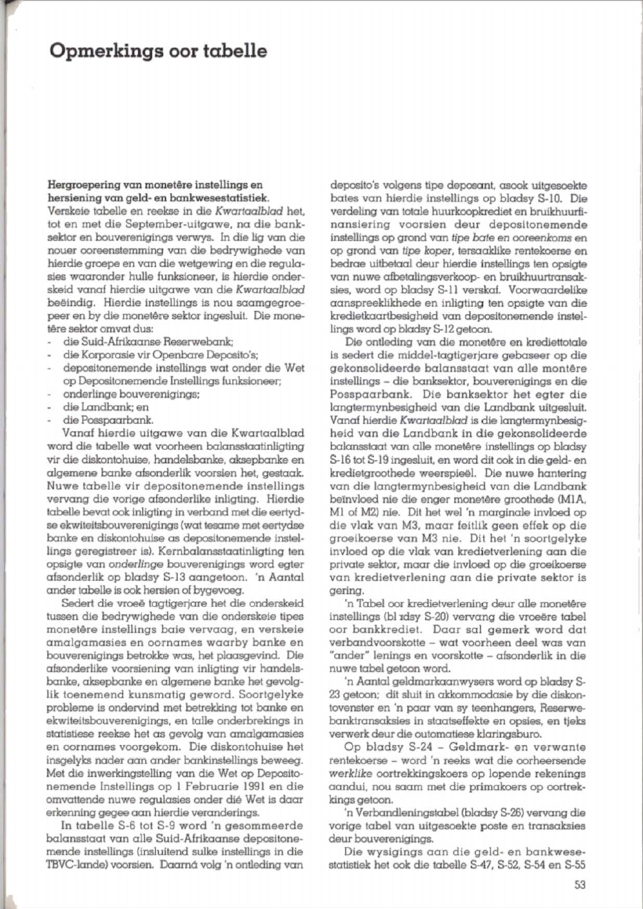# Opmerkings oor tabelle

**Hergroepering van monetêre instellings en hersiening van geld- en bankwesestatistiek.**

Verskeie tabelle en reekse in die *Kwartaalblad* het, tot en met die September-uitgawe, na die banksektor en bouverenigings verwys. In die lig van die nouer ooreenstemming van die bedrywighede van hierdie groepe en van die wetgewing en die regulasies waaronder hulle funksioneer, is hierdie onderskeid vanaf hierdie uitgawe van die *Kwartaalblad* beëindig. Hierdie instellings is nou saamgegroepeer en by die monetêre sektor ingesluit. Die monetêre sektor omvat dus:

- die Suid-Afrikaanse Reserwebank;
- die Korporasie vir Openbare Deposito's;
- depositonemende instellings wat onder die Wet op Depositonemende Instellings funksioneer;
- onderlinge bouverenigings;
- die Landbank; en
- die Posspaarbank.

Vanaf hierdie uitgawe van die Kwartaalblad word die tabelle wat voorheen balansstaatinligting vir die diskontohuise, handelsbanke, aksepbanke en algemene banke afsonderlik voorsien het, gestaak. Nuwe tabelle vir depositonemende instellings vervang die vorige afsonderlike inligting. Hierdie tabelle bevat ook inligting in verband met die eertydse ekwiteitsbouverenigings (wat tesame met eertydse banke en diskontohuise as depositonemende instellings geregistreer is). Kernbalansstaatinligting ten opsigte van *onderlinge* bouverenigings word egter afsonderlik op bladsy S-13 aangetoon. 'n Aantal ander tabelle is ook hersien of bygevoeg.

Sedert die vroeë tagtigerjare het die onderskeid tussen die bedrywighede van die onderskeie tipes monetêre instellings baie vervaag, en verskeie amalgamasies en oornames waarby banke en bouverenigings betrokke was, het plaasgevind. Die afsonderlike voorsiening van inligting vir handelsbanke, aksepbanke en algemene banke het gevolglik toenemend kunsmatig geword. Soortgelyke probleme is ondervind met betrekking tot banke en ekwiteitsbouverenigings, en talle onderbrekings in statistiese reekse het as gevolg van amalgamasies en oornames voorgekom. Die diskontohuise het insgelyks nader aan ander bankinstellings beweeg. Met die inwerkingstelling van die Wet op Depositonemende Instellings op 1 Februarie 1991 en die omvattende nuwe regulasies onder dié Wet is daar erkenning gegee aan hierdie veranderings.

In tabelle S-6 tot S-9 word 'n gesommeerde balansstaat van alle Suid-Afrikaanse depositonemende instellings (insluitend sulke instellings in die TBVC-lande) voorsien. Daarná volg 'n ontleding van deposito's volgens tipe deposant, asook uitgesoekte bates van hierdie instellings op bladsy S-10. Die verdeling van totale huurkoopkrediet en bruikhuurfinansiering voorsien deur depositonemende instellings op grond van *tipe bate en ooreenkoms* en op grond van *tipe koper*, tersaaklike rentekoerse en bedrae uitbetaal deur hierdie instellings ten opsigte van nuwe afbetalingsverkoop- en bruikhuurtransaksies, word op bladsy S-11 verskaf. Voorwaardelike aanspreeklikhede en inligting ten opsigte van die kredietkaartbesigheid van depositonemende instellings word op bladsy S-12 getoon.

Die ontleding van die monetêre en kredietotale is sedert die middel-tagtigerjare gebaseer op die gekonsolideerde balansstaat van alle montêre instellings – die banksektor, bouverenigings en die Posspaarbank. Die banksektor het egter die langtermynbesigheid van die Landbank uitgesluit. Vanaf hierdie *Kwartaalblad* is die langtermynbesigheid van die Landbank in die gekonsolideerde balansstaat van alle monetêre instellings op bladsy S-16 tot S-19 ingesluit, en word dit ook in die geld- en kredietgroothede weerspieël. Die nuwe hantering van die langtermynbesigheid van die Landbank beïnvloed nie die enger monetêre groothede (M1A, M1 of M2) nie. Dit het wel 'n marginale invloed op die vlak van M3, maar feitlik geen effek op die groeikoerse van M3 nie. Dit het 'n soortgelyke invloed op die vlak van kredietverlening aan die private sektor, maar die invloed op die groeikoerse van kredietverlening aan die private sektor is gering.

'n Tabel oor kredietverlening deur alle monetêre instellings (bladsy S-20) vervang die vroeëre tabel oor bankkrediet. Daar sal gemerk word dat verbandvoorskotte – wat voorheen deel was van "ander" lenings en voorskotte – afsonderlik in die nuwe tabel getoon word.

'n Aantal geldmarkaanwysers word op bladsy S-23 getoon; dit sluit in akkommodasie by die diskontovenster en 'n paar van sy teenhangers, Reserwebanktransaksies in staatseffekte en opsies, en tjeks verwerk deur die outomatiese klaringsburo.

Op bladsy S-24 – Geldmark- en verwante rentekoerse – word 'n reeks wat die oorheersende *werklike* oortrekkingskoers op lopende rekenings aandui, nou saam met die primakoers op oortrekkings getoon.

'n Verbandleningstabel (bladsy S-26) vervang die vorige tabel van uitgesoekte poste en transaksies deur bouverenigings.

Die wysigings aan die geld- en bankwesestatistiek het ook die tabelle S-47, S-52, S-54 en S-55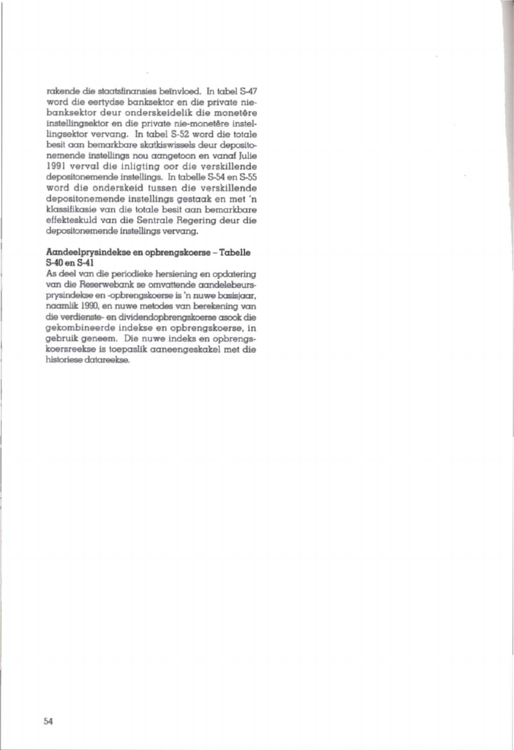rakende die staatsfinansies beïnvloed. In tabel S-47 word die eertydse banksektor en die private niebanksektor deur onderskeidelik die monetêre instellingsektor en die private nie-monetêre instellingsektor vervang. In tabel S-52 word die totale besit aan bemarkbare skatkiswissels deur depositonemende instellings nou aangetoon en vanaf Julie 1991 verval die inligting oor die verskillende depositonemende instellings. In tabelle S-54 en S-55 word die onderskeid tussen die verskillende depositonemende instellings gestaak en met 'n klassifikasie van die totale besit aan bemarkbare effekteskuld van die Sentrale Regering deur die depositonemende instellings vervang.

**Aandeelprysindekse en opbrengskoerse – Tabelle S-40 en S-41**

As deel van die periodieke hersiening en opdatering van die Reserwebank se omvattende aandelebeursprysindekse en -opbrengskoerse is 'n nuwe basisjaar, naamlik 1990, en nuwe metodes van berekening van die verdienste- en dividendopbrengskoerse asook die gekombineerde indekse en opbrengskoerse, in gebruik geneem. Die nuwe indeks en opbrengskoersreekse is toepaslik aaneengeskakel met die historiese datareekse.